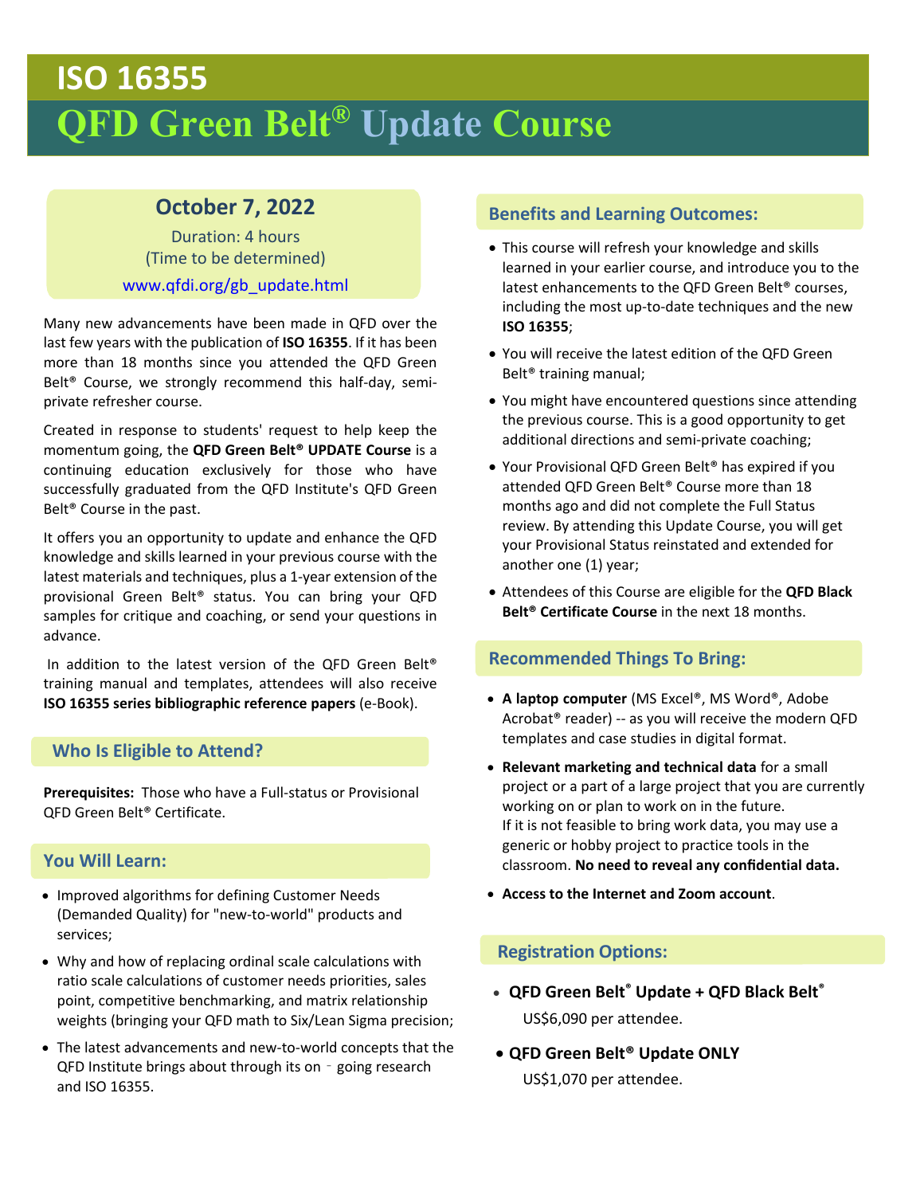# ISO 16355

# QFD Green Belt® Update Course

**October 7, 2022**

Duration: 4 hours
(Time to be determined)

www.qfdi.org/gb_update.html

Many new advancements have been made in QFD over the last few years with the publication of **ISO 16355**. If it has been more than 18 months since you attended the QFD Green Belt® Course, we strongly recommend this half-day, semi-private refresher course.

Created in response to students' request to help keep the momentum going, the **QFD Green Belt® UPDATE Course** is a continuing education exclusively for those who have successfully graduated from the QFD Institute's QFD Green Belt® Course in the past.

It offers you an opportunity to update and enhance the QFD knowledge and skills learned in your previous course with the latest materials and techniques, plus a 1-year extension of the provisional Green Belt® status. You can bring your QFD samples for critique and coaching, or send your questions in advance.

In addition to the latest version of the QFD Green Belt® training manual and templates, attendees will also receive **ISO 16355 series bibliographic reference papers** (e-Book).

## Who Is Eligible to Attend?

**Prerequisites:** Those who have a Full-status or Provisional QFD Green Belt® Certificate.

## You Will Learn:

- Improved algorithms for defining Customer Needs (Demanded Quality) for "new-to-world" products and services;
- Why and how of replacing ordinal scale calculations with ratio scale calculations of customer needs priorities, sales point, competitive benchmarking, and matrix relationship weights (bringing your QFD math to Six/Lean Sigma precision;
- The latest advancements and new-to-world concepts that the QFD Institute brings about through its on‐going research and ISO 16355.

## Benefits and Learning Outcomes:

- This course will refresh your knowledge and skills learned in your earlier course, and introduce you to the latest enhancements to the QFD Green Belt® courses, including the most up-to-date techniques and the new **ISO 16355**;
- You will receive the latest edition of the QFD Green Belt® training manual;
- You might have encountered questions since attending the previous course. This is a good opportunity to get additional directions and semi-private coaching;
- Your Provisional QFD Green Belt® has expired if you attended QFD Green Belt® Course more than 18 months ago and did not complete the Full Status review. By attending this Update Course, you will get your Provisional Status reinstated and extended for another one (1) year;
- Attendees of this Course are eligible for the **QFD Black Belt® Certificate Course** in the next 18 months.

## Recommended Things To Bring:

- **A laptop computer** (MS Excel®, MS Word®, Adobe Acrobat® reader) -- as you will receive the modern QFD templates and case studies in digital format.
- **Relevant marketing and technical data** for a small project or a part of a large project that you are currently working on or plan to work on in the future.
  If it is not feasible to bring work data, you may use a generic or hobby project to practice tools in the classroom. **No need to reveal any confidential data.**
- **Access to the Internet and Zoom account**.

## Registration Options:

- **QFD Green Belt® Update + QFD Black Belt®**
  US$6,090 per attendee.
- **QFD Green Belt® Update ONLY**
  US$1,070 per attendee.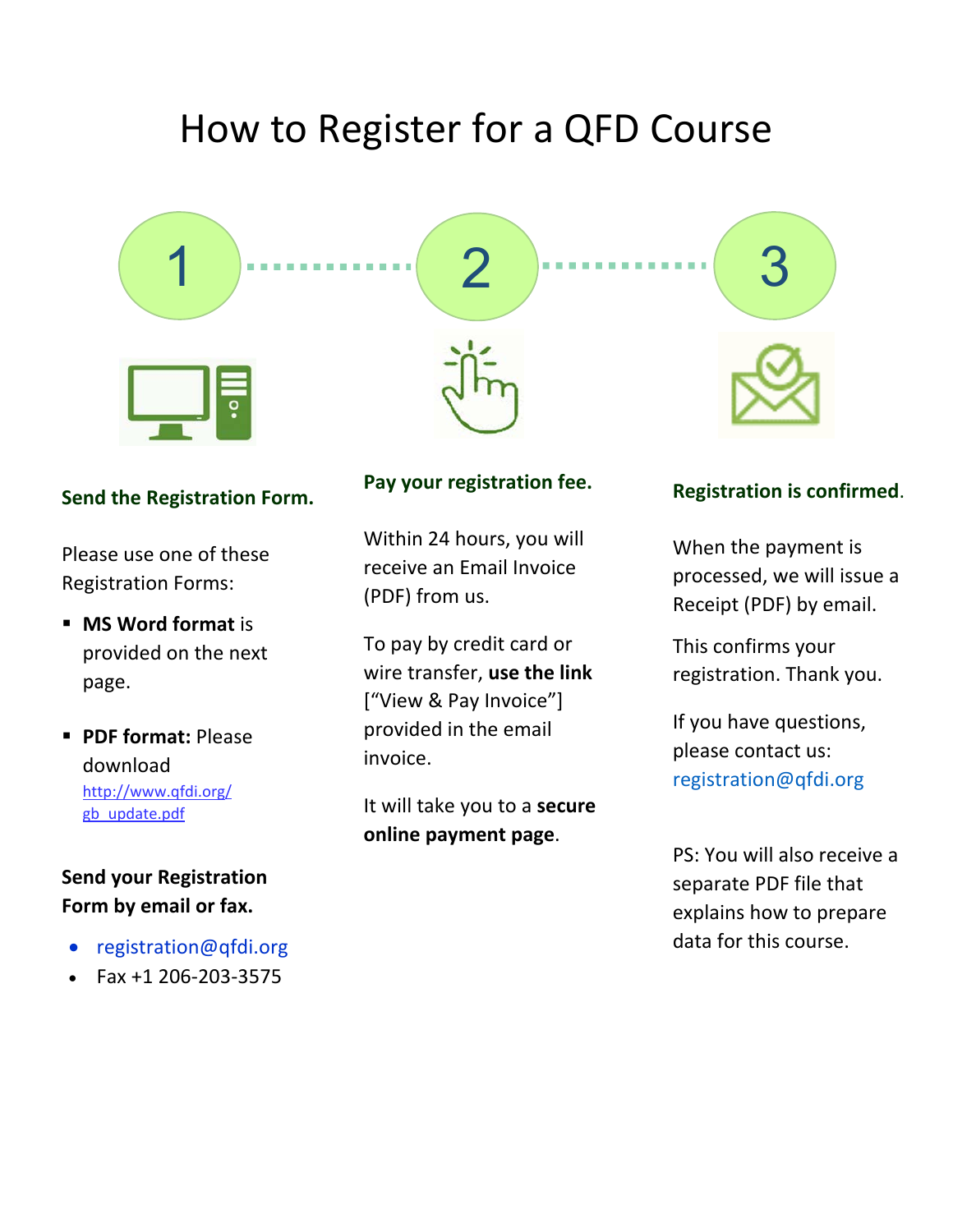# How to Register for a QFD Course

## 1

**Send the Registration Form.**

Please use one of these Registration Forms:

- **MS Word format** is provided on the next page.
- **PDF format:** Please download http://www.qfdi.org/gb_update.pdf

**Send your Registration Form by email or fax.**

- registration@qfdi.org
- Fax +1 206-203-3575

## 2

**Pay your registration fee.**

Within 24 hours, you will receive an Email Invoice (PDF) from us.

To pay by credit card or wire transfer, **use the link** ["View & Pay Invoice"] provided in the email invoice.

It will take you to a **secure online payment page**.

## 3

**Registration is confirmed.**

When the payment is processed, we will issue a Receipt (PDF) by email.

This confirms your registration. Thank you.

If you have questions, please contact us: registration@qfdi.org

PS: You will also receive a separate PDF file that explains how to prepare data for this course.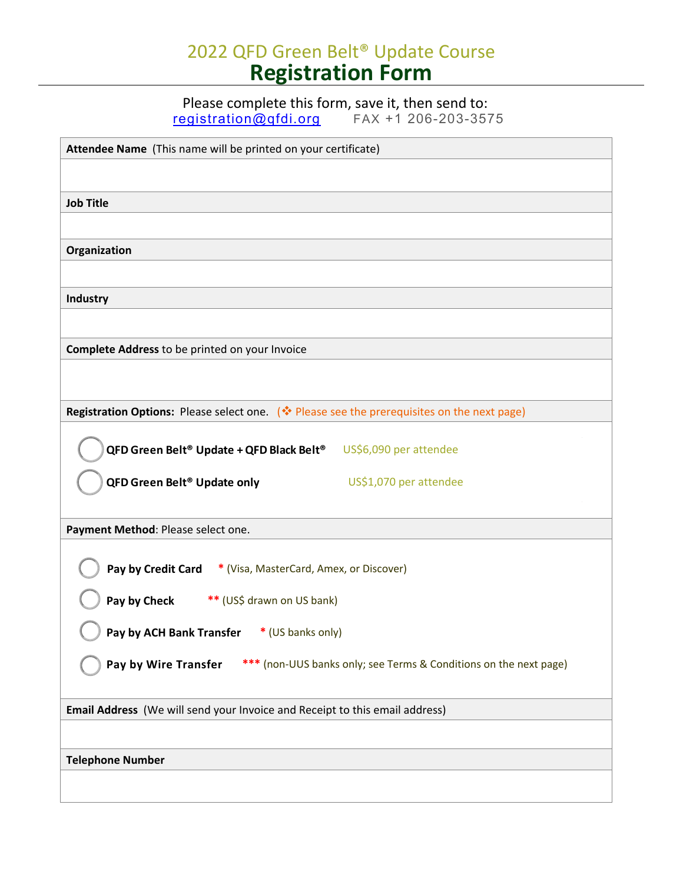# 2022 QFD Green Belt® Update Course

## Registration Form

Please complete this form, save it, then send to:
registration@qfdi.org FAX +1 206-203-3575

**Attendee Name** (This name will be printed on your certificate)

**Job Title**

**Organization**

**Industry**

**Complete Address** to be printed on your Invoice

**Registration Options:** Please select one. (❖ Please see the prerequisites on the next page)

- ◯ **QFD Green Belt® Update + QFD Black Belt®** US$6,090 per attendee
- ◯ **QFD Green Belt® Update only** US$1,070 per attendee

**Payment Method**: Please select one.

- ◯ **Pay by Credit Card** * (Visa, MasterCard, Amex, or Discover)
- ◯ **Pay by Check** ** (US$ drawn on US bank)
- ◯ **Pay by ACH Bank Transfer** * (US banks only)
- ◯ **Pay by Wire Transfer** *** (non-UUS banks only; see Terms & Conditions on the next page)

**Email Address** (We will send your Invoice and Receipt to this email address)

**Telephone Number**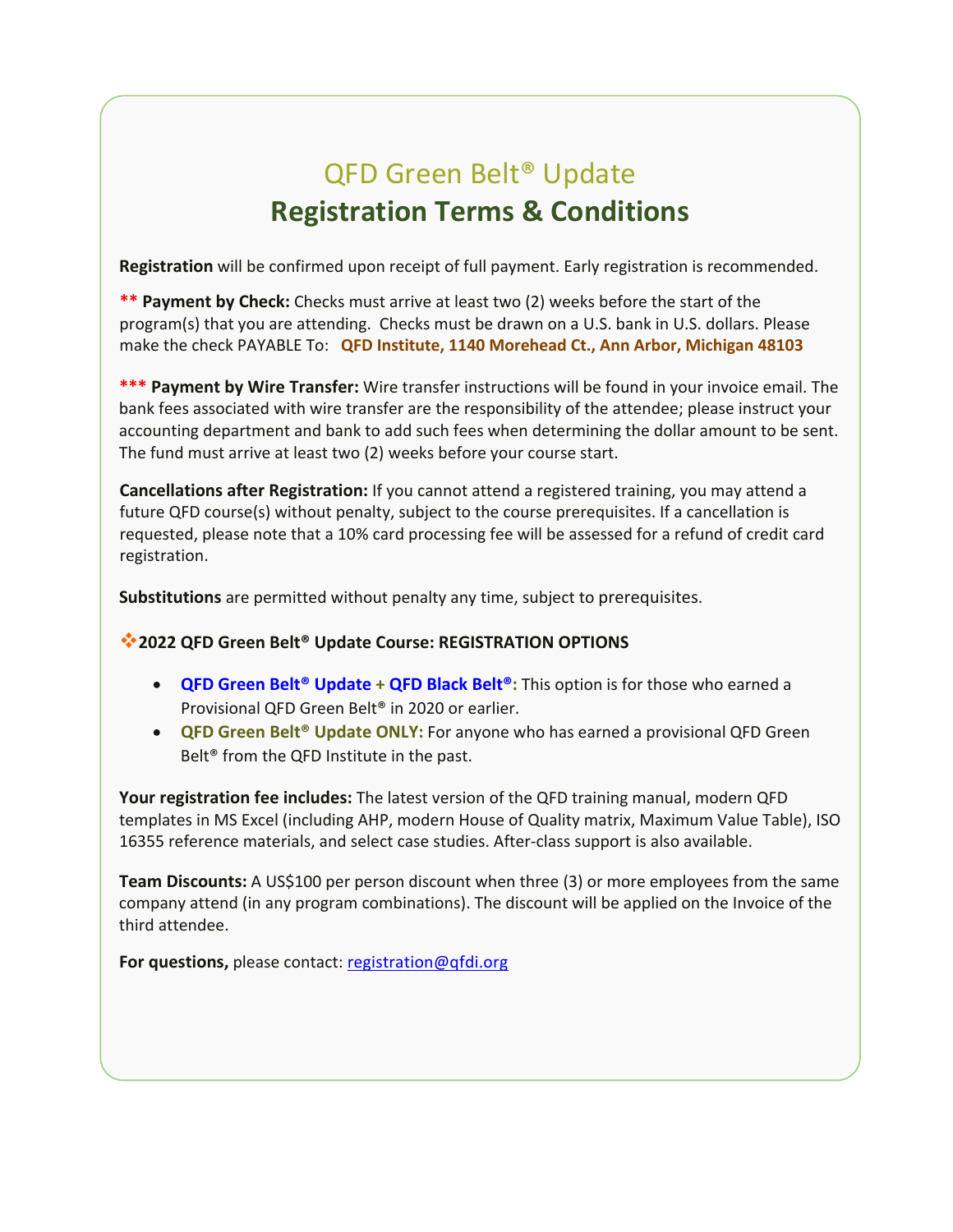# QFD Green Belt® Update
## Registration Terms & Conditions

**Registration** will be confirmed upon receipt of full payment. Early registration is recommended.

** **Payment by Check:** Checks must arrive at least two (2) weeks before the start of the program(s) that you are attending. Checks must be drawn on a U.S. bank in U.S. dollars. Please make the check PAYABLE To: **QFD Institute, 1140 Morehead Ct., Ann Arbor, Michigan 48103**

*** **Payment by Wire Transfer:** Wire transfer instructions will be found in your invoice email. The bank fees associated with wire transfer are the responsibility of the attendee; please instruct your accounting department and bank to add such fees when determining the dollar amount to be sent. The fund must arrive at least two (2) weeks before your course start.

**Cancellations after Registration:** If you cannot attend a registered training, you may attend a future QFD course(s) without penalty, subject to the course prerequisites. If a cancellation is requested, please note that a 10% card processing fee will be assessed for a refund of credit card registration.

**Substitutions** are permitted without penalty any time, subject to prerequisites.

❖**2022 QFD Green Belt® Update Course: REGISTRATION OPTIONS**

- **QFD Green Belt® Update + QFD Black Belt®:** This option is for those who earned a Provisional QFD Green Belt® in 2020 or earlier.
- **QFD Green Belt® Update ONLY:** For anyone who has earned a provisional QFD Green Belt® from the QFD Institute in the past.

**Your registration fee includes:** The latest version of the QFD training manual, modern QFD templates in MS Excel (including AHP, modern House of Quality matrix, Maximum Value Table), ISO 16355 reference materials, and select case studies. After-class support is also available.

**Team Discounts:** A US$100 per person discount when three (3) or more employees from the same company attend (in any program combinations). The discount will be applied on the Invoice of the third attendee.

**For questions,** please contact: registration@qfdi.org